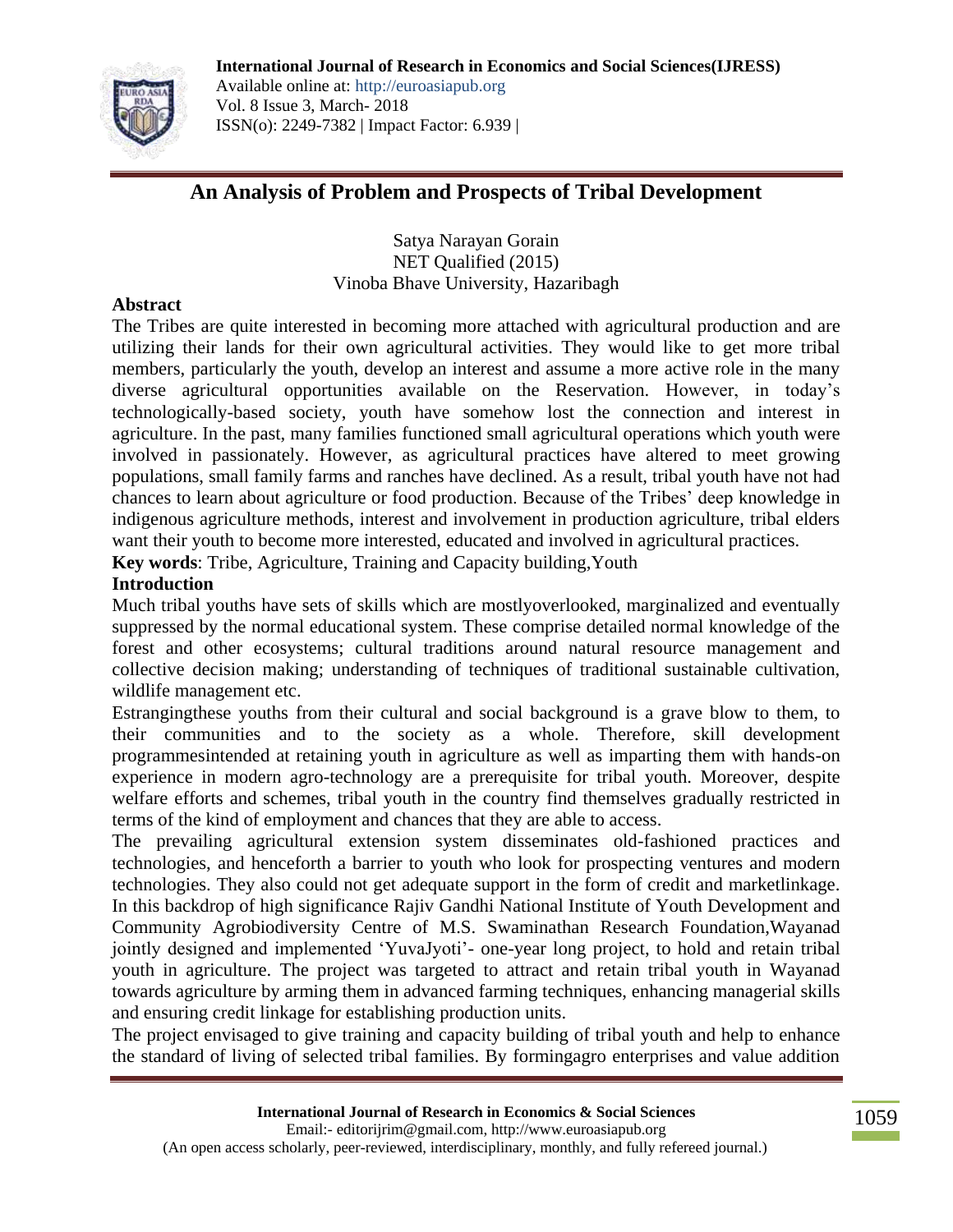# An Analysis of Problem and Prospects of Tribal Development

Satya Narayan Gorain
NET Qualified (2015)
Vinoba Bhave University, Hazaribagh

**Abstract**

The Tribes are quite interested in becoming more attached with agricultural production and are utilizing their lands for their own agricultural activities. They would like to get more tribal members, particularly the youth, develop an interest and assume a more active role in the many diverse agricultural opportunities available on the Reservation. However, in today's technologically-based society, youth have somehow lost the connection and interest in agriculture. In the past, many families functioned small agricultural operations which youth were involved in passionately. However, as agricultural practices have altered to meet growing populations, small family farms and ranches have declined. As a result, tribal youth have not had chances to learn about agriculture or food production. Because of the Tribes' deep knowledge in indigenous agriculture methods, interest and involvement in production agriculture, tribal elders want their youth to become more interested, educated and involved in agricultural practices.

**Key words**: Tribe, Agriculture, Training and Capacity building,Youth

**Introduction**

Much tribal youths have sets of skills which are mostlyoverlooked, marginalized and eventually suppressed by the normal educational system. These comprise detailed normal knowledge of the forest and other ecosystems; cultural traditions around natural resource management and collective decision making; understanding of techniques of traditional sustainable cultivation, wildlife management etc.

Estrangingthese youths from their cultural and social background is a grave blow to them, to their communities and to the society as a whole. Therefore, skill development programmesintended at retaining youth in agriculture as well as imparting them with hands-on experience in modern agro-technology are a prerequisite for tribal youth. Moreover, despite welfare efforts and schemes, tribal youth in the country find themselves gradually restricted in terms of the kind of employment and chances that they are able to access.

The prevailing agricultural extension system disseminates old-fashioned practices and technologies, and henceforth a barrier to youth who look for prospecting ventures and modern technologies. They also could not get adequate support in the form of credit and marketlinkage. In this backdrop of high significance Rajiv Gandhi National Institute of Youth Development and Community Agrobiodiversity Centre of M.S. Swaminathan Research Foundation,Wayanad jointly designed and implemented 'YuvaJyoti'- one-year long project, to hold and retain tribal youth in agriculture. The project was targeted to attract and retain tribal youth in Wayanad towards agriculture by arming them in advanced farming techniques, enhancing managerial skills and ensuring credit linkage for establishing production units.

The project envisaged to give training and capacity building of tribal youth and help to enhance the standard of living of selected tribal families. By formingagro enterprises and value addition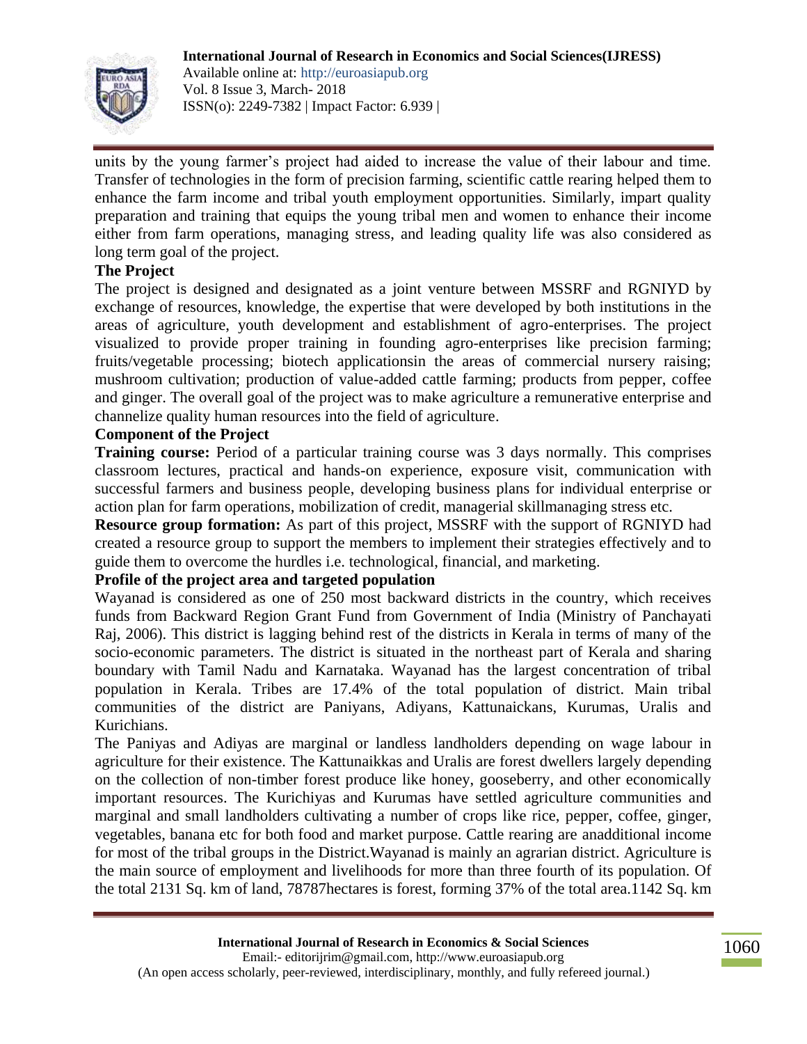units by the young farmer's project had aided to increase the value of their labour and time. Transfer of technologies in the form of precision farming, scientific cattle rearing helped them to enhance the farm income and tribal youth employment opportunities. Similarly, impart quality preparation and training that equips the young tribal men and women to enhance their income either from farm operations, managing stress, and leading quality life was also considered as long term goal of the project.

**The Project**

The project is designed and designated as a joint venture between MSSRF and RGNIYD by exchange of resources, knowledge, the expertise that were developed by both institutions in the areas of agriculture, youth development and establishment of agro-enterprises. The project visualized to provide proper training in founding agro-enterprises like precision farming; fruits/vegetable processing; biotech applicationsin the areas of commercial nursery raising; mushroom cultivation; production of value-added cattle farming; products from pepper, coffee and ginger. The overall goal of the project was to make agriculture a remunerative enterprise and channelize quality human resources into the field of agriculture.

**Component of the Project**

**Training course:** Period of a particular training course was 3 days normally. This comprises classroom lectures, practical and hands-on experience, exposure visit, communication with successful farmers and business people, developing business plans for individual enterprise or action plan for farm operations, mobilization of credit, managerial skillmanaging stress etc.

**Resource group formation:** As part of this project, MSSRF with the support of RGNIYD had created a resource group to support the members to implement their strategies effectively and to guide them to overcome the hurdles i.e. technological, financial, and marketing.

**Profile of the project area and targeted population**

Wayanad is considered as one of 250 most backward districts in the country, which receives funds from Backward Region Grant Fund from Government of India (Ministry of Panchayati Raj, 2006). This district is lagging behind rest of the districts in Kerala in terms of many of the socio-economic parameters. The district is situated in the northeast part of Kerala and sharing boundary with Tamil Nadu and Karnataka. Wayanad has the largest concentration of tribal population in Kerala. Tribes are 17.4% of the total population of district. Main tribal communities of the district are Paniyans, Adiyans, Kattunaickans, Kurumas, Uralis and Kurichians.

The Paniyas and Adiyas are marginal or landless landholders depending on wage labour in agriculture for their existence. The Kattunaikkas and Uralis are forest dwellers largely depending on the collection of non-timber forest produce like honey, gooseberry, and other economically important resources. The Kurichiyas and Kurumas have settled agriculture communities and marginal and small landholders cultivating a number of crops like rice, pepper, coffee, ginger, vegetables, banana etc for both food and market purpose. Cattle rearing are anadditional income for most of the tribal groups in the District.Wayanad is mainly an agrarian district. Agriculture is the main source of employment and livelihoods for more than three fourth of its population. Of the total 2131 Sq. km of land, 78787hectares is forest, forming 37% of the total area.1142 Sq. km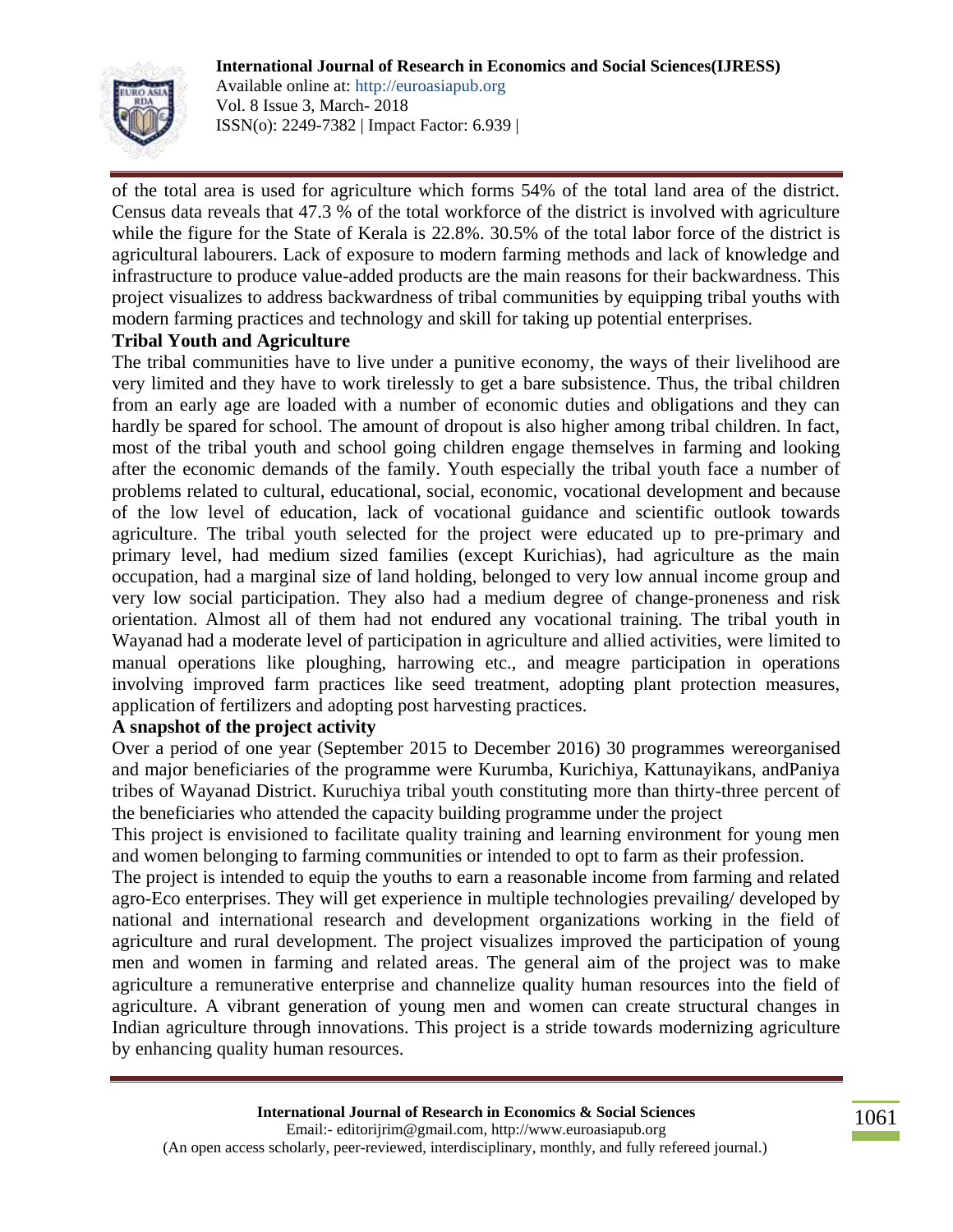of the total area is used for agriculture which forms 54% of the total land area of the district. Census data reveals that 47.3 % of the total workforce of the district is involved with agriculture while the figure for the State of Kerala is 22.8%. 30.5% of the total labor force of the district is agricultural labourers. Lack of exposure to modern farming methods and lack of knowledge and infrastructure to produce value-added products are the main reasons for their backwardness. This project visualizes to address backwardness of tribal communities by equipping tribal youths with modern farming practices and technology and skill for taking up potential enterprises.

**Tribal Youth and Agriculture**

The tribal communities have to live under a punitive economy, the ways of their livelihood are very limited and they have to work tirelessly to get a bare subsistence. Thus, the tribal children from an early age are loaded with a number of economic duties and obligations and they can hardly be spared for school. The amount of dropout is also higher among tribal children. In fact, most of the tribal youth and school going children engage themselves in farming and looking after the economic demands of the family. Youth especially the tribal youth face a number of problems related to cultural, educational, social, economic, vocational development and because of the low level of education, lack of vocational guidance and scientific outlook towards agriculture. The tribal youth selected for the project were educated up to pre-primary and primary level, had medium sized families (except Kurichias), had agriculture as the main occupation, had a marginal size of land holding, belonged to very low annual income group and very low social participation. They also had a medium degree of change-proneness and risk orientation. Almost all of them had not endured any vocational training. The tribal youth in Wayanad had a moderate level of participation in agriculture and allied activities, were limited to manual operations like ploughing, harrowing etc., and meagre participation in operations involving improved farm practices like seed treatment, adopting plant protection measures, application of fertilizers and adopting post harvesting practices.

**A snapshot of the project activity**

Over a period of one year (September 2015 to December 2016) 30 programmes wereorganised and major beneficiaries of the programme were Kurumba, Kurichiya, Kattunayikans, andPaniya tribes of Wayanad District. Kuruchiya tribal youth constituting more than thirty-three percent of the beneficiaries who attended the capacity building programme under the project

This project is envisioned to facilitate quality training and learning environment for young men and women belonging to farming communities or intended to opt to farm as their profession.

The project is intended to equip the youths to earn a reasonable income from farming and related agro-Eco enterprises. They will get experience in multiple technologies prevailing/ developed by national and international research and development organizations working in the field of agriculture and rural development. The project visualizes improved the participation of young men and women in farming and related areas. The general aim of the project was to make agriculture a remunerative enterprise and channelize quality human resources into the field of agriculture. A vibrant generation of young men and women can create structural changes in Indian agriculture through innovations. This project is a stride towards modernizing agriculture by enhancing quality human resources.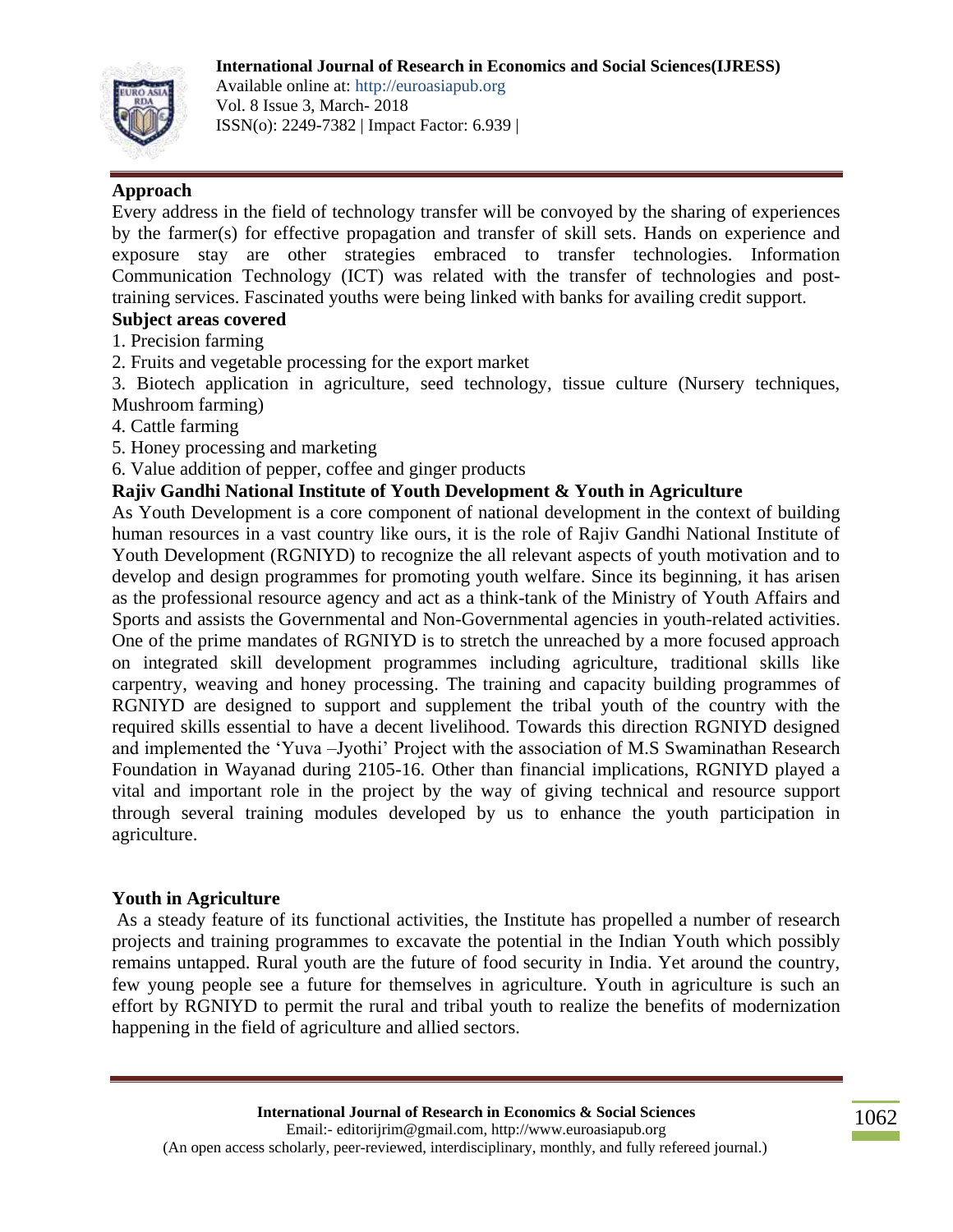**Approach**

Every address in the field of technology transfer will be convoyed by the sharing of experiences by the farmer(s) for effective propagation and transfer of skill sets. Hands on experience and exposure stay are other strategies embraced to transfer technologies. Information Communication Technology (ICT) was related with the transfer of technologies and post-training services. Fascinated youths were being linked with banks for availing credit support.

**Subject areas covered**

1. Precision farming
2. Fruits and vegetable processing for the export market
3. Biotech application in agriculture, seed technology, tissue culture (Nursery techniques, Mushroom farming)
4. Cattle farming
5. Honey processing and marketing
6. Value addition of pepper, coffee and ginger products

**Rajiv Gandhi National Institute of Youth Development & Youth in Agriculture**

As Youth Development is a core component of national development in the context of building human resources in a vast country like ours, it is the role of Rajiv Gandhi National Institute of Youth Development (RGNIYD) to recognize the all relevant aspects of youth motivation and to develop and design programmes for promoting youth welfare. Since its beginning, it has arisen as the professional resource agency and act as a think-tank of the Ministry of Youth Affairs and Sports and assists the Governmental and Non-Governmental agencies in youth-related activities. One of the prime mandates of RGNIYD is to stretch the unreached by a more focused approach on integrated skill development programmes including agriculture, traditional skills like carpentry, weaving and honey processing. The training and capacity building programmes of RGNIYD are designed to support and supplement the tribal youth of the country with the required skills essential to have a decent livelihood. Towards this direction RGNIYD designed and implemented the 'Yuva –Jyothi' Project with the association of M.S Swaminathan Research Foundation in Wayanad during 2105-16. Other than financial implications, RGNIYD played a vital and important role in the project by the way of giving technical and resource support through several training modules developed by us to enhance the youth participation in agriculture.

**Youth in Agriculture**

As a steady feature of its functional activities, the Institute has propelled a number of research projects and training programmes to excavate the potential in the Indian Youth which possibly remains untapped. Rural youth are the future of food security in India. Yet around the country, few young people see a future for themselves in agriculture. Youth in agriculture is such an effort by RGNIYD to permit the rural and tribal youth to realize the benefits of modernization happening in the field of agriculture and allied sectors.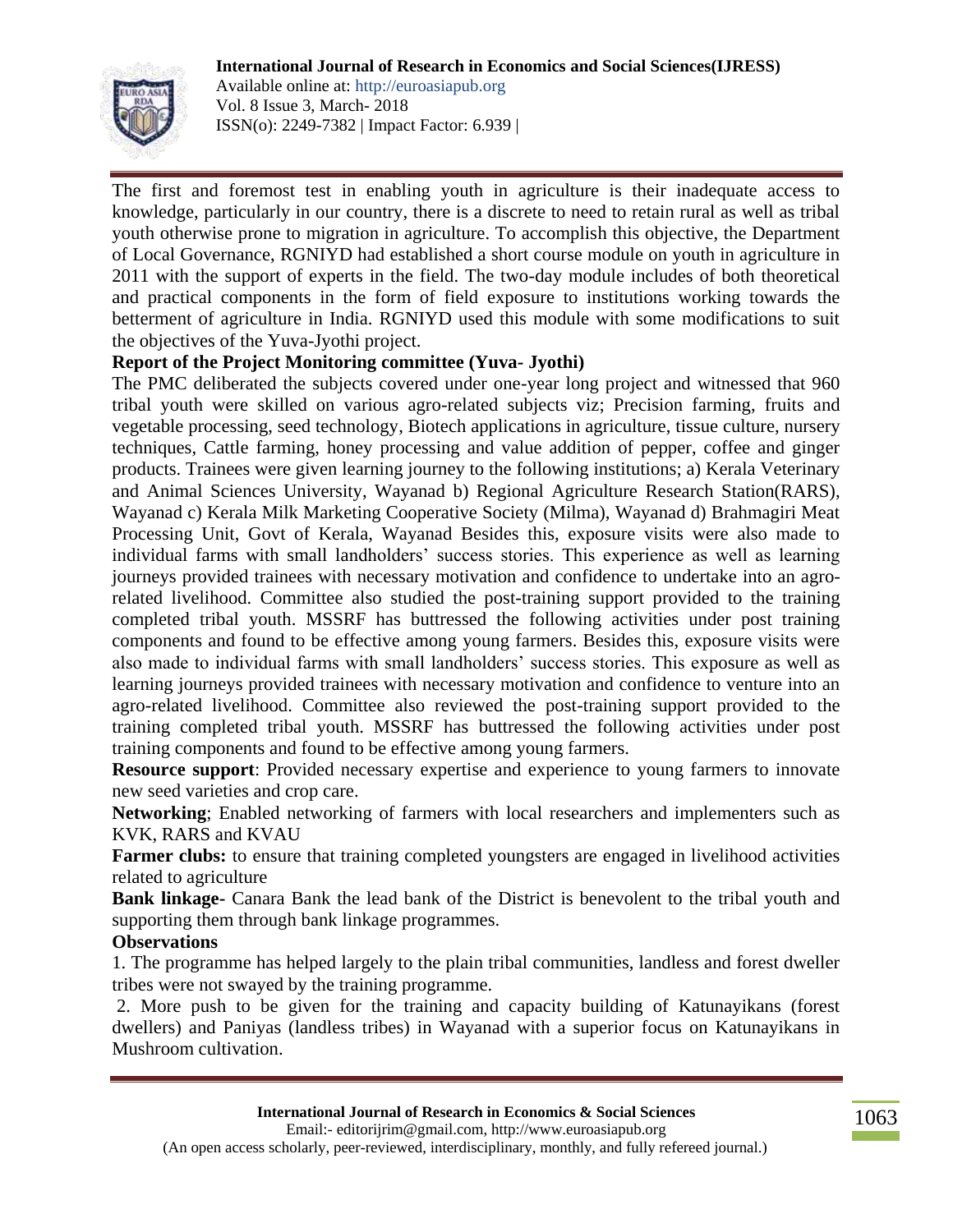The first and foremost test in enabling youth in agriculture is their inadequate access to knowledge, particularly in our country, there is a discrete to need to retain rural as well as tribal youth otherwise prone to migration in agriculture. To accomplish this objective, the Department of Local Governance, RGNIYD had established a short course module on youth in agriculture in 2011 with the support of experts in the field. The two-day module includes of both theoretical and practical components in the form of field exposure to institutions working towards the betterment of agriculture in India. RGNIYD used this module with some modifications to suit the objectives of the Yuva-Jyothi project.

**Report of the Project Monitoring committee (Yuva- Jyothi)**

The PMC deliberated the subjects covered under one-year long project and witnessed that 960 tribal youth were skilled on various agro-related subjects viz; Precision farming, fruits and vegetable processing, seed technology, Biotech applications in agriculture, tissue culture, nursery techniques, Cattle farming, honey processing and value addition of pepper, coffee and ginger products. Trainees were given learning journey to the following institutions; a) Kerala Veterinary and Animal Sciences University, Wayanad b) Regional Agriculture Research Station(RARS), Wayanad c) Kerala Milk Marketing Cooperative Society (Milma), Wayanad d) Brahmagiri Meat Processing Unit, Govt of Kerala, Wayanad Besides this, exposure visits were also made to individual farms with small landholders' success stories. This experience as well as learning journeys provided trainees with necessary motivation and confidence to undertake into an agro-related livelihood. Committee also studied the post-training support provided to the training completed tribal youth. MSSRF has buttressed the following activities under post training components and found to be effective among young farmers. Besides this, exposure visits were also made to individual farms with small landholders' success stories. This exposure as well as learning journeys provided trainees with necessary motivation and confidence to venture into an agro-related livelihood. Committee also reviewed the post-training support provided to the training completed tribal youth. MSSRF has buttressed the following activities under post training components and found to be effective among young farmers.

**Resource support**: Provided necessary expertise and experience to young farmers to innovate new seed varieties and crop care.

**Networking**; Enabled networking of farmers with local researchers and implementers such as KVK, RARS and KVAU

**Farmer clubs:** to ensure that training completed youngsters are engaged in livelihood activities related to agriculture

**Bank linkage-** Canara Bank the lead bank of the District is benevolent to the tribal youth and supporting them through bank linkage programmes.

**Observations**

1. The programme has helped largely to the plain tribal communities, landless and forest dweller tribes were not swayed by the training programme.

2. More push to be given for the training and capacity building of Katunayikans (forest dwellers) and Paniyas (landless tribes) in Wayanad with a superior focus on Katunayikans in Mushroom cultivation.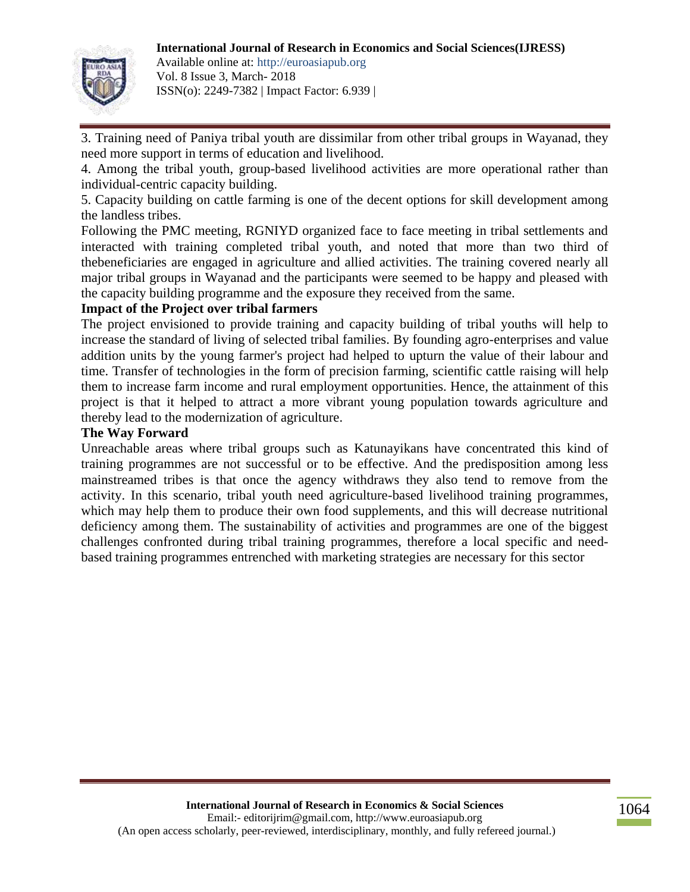3. Training need of Paniya tribal youth are dissimilar from other tribal groups in Wayanad, they need more support in terms of education and livelihood.

4. Among the tribal youth, group-based livelihood activities are more operational rather than individual-centric capacity building.

5. Capacity building on cattle farming is one of the decent options for skill development among the landless tribes.

Following the PMC meeting, RGNIYD organized face to face meeting in tribal settlements and interacted with training completed tribal youth, and noted that more than two third of thebeneficiaries are engaged in agriculture and allied activities. The training covered nearly all major tribal groups in Wayanad and the participants were seemed to be happy and pleased with the capacity building programme and the exposure they received from the same.

**Impact of the Project over tribal farmers**

The project envisioned to provide training and capacity building of tribal youths will help to increase the standard of living of selected tribal families. By founding agro-enterprises and value addition units by the young farmer's project had helped to upturn the value of their labour and time. Transfer of technologies in the form of precision farming, scientific cattle raising will help them to increase farm income and rural employment opportunities. Hence, the attainment of this project is that it helped to attract a more vibrant young population towards agriculture and thereby lead to the modernization of agriculture.

**The Way Forward**

Unreachable areas where tribal groups such as Katunayikans have concentrated this kind of training programmes are not successful or to be effective. And the predisposition among less mainstreamed tribes is that once the agency withdraws they also tend to remove from the activity. In this scenario, tribal youth need agriculture-based livelihood training programmes, which may help them to produce their own food supplements, and this will decrease nutritional deficiency among them. The sustainability of activities and programmes are one of the biggest challenges confronted during tribal training programmes, therefore a local specific and need-based training programmes entrenched with marketing strategies are necessary for this sector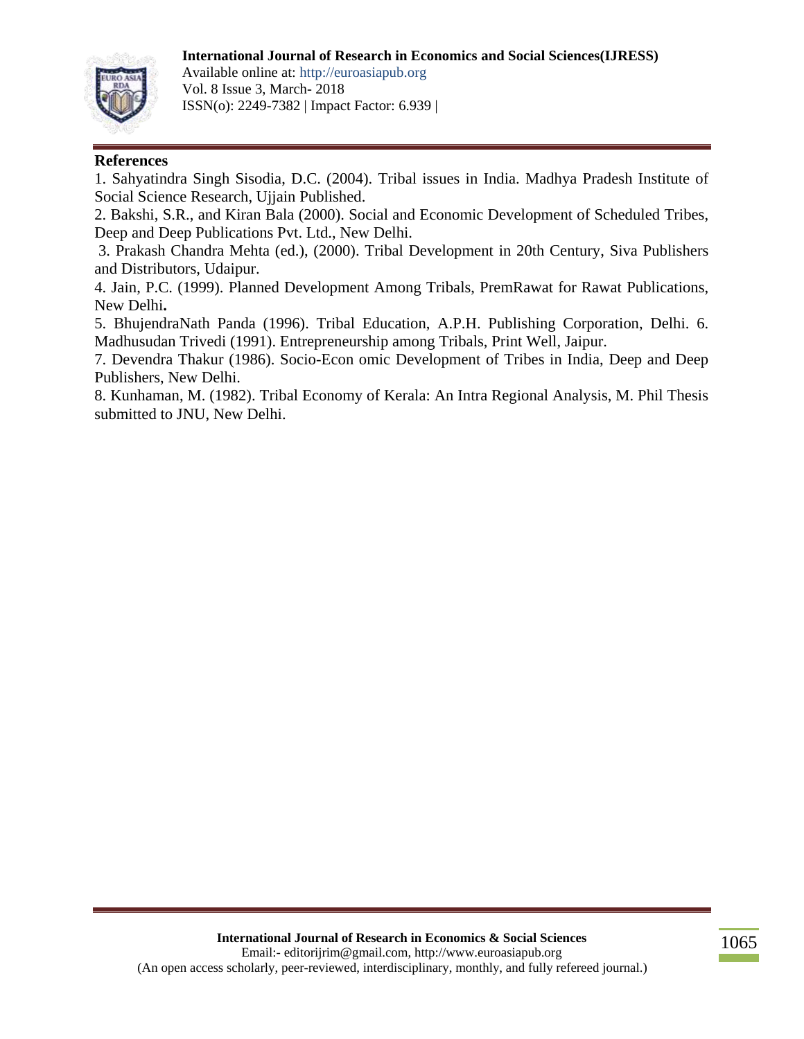## References

1. Sahyatindra Singh Sisodia, D.C. (2004). Tribal issues in India. Madhya Pradesh Institute of Social Science Research, Ujjain Published.

2. Bakshi, S.R., and Kiran Bala (2000). Social and Economic Development of Scheduled Tribes, Deep and Deep Publications Pvt. Ltd., New Delhi.

3. Prakash Chandra Mehta (ed.), (2000). Tribal Development in 20th Century, Siva Publishers and Distributors, Udaipur.

4. Jain, P.C. (1999). Planned Development Among Tribals, PremRawat for Rawat Publications, New Delhi**.**

5. BhujendraNath Panda (1996). Tribal Education, A.P.H. Publishing Corporation, Delhi. 6. Madhusudan Trivedi (1991). Entrepreneurship among Tribals, Print Well, Jaipur.

7. Devendra Thakur (1986). Socio-Econ omic Development of Tribes in India, Deep and Deep Publishers, New Delhi.

8. Kunhaman, M. (1982). Tribal Economy of Kerala: An Intra Regional Analysis, M. Phil Thesis submitted to JNU, New Delhi.